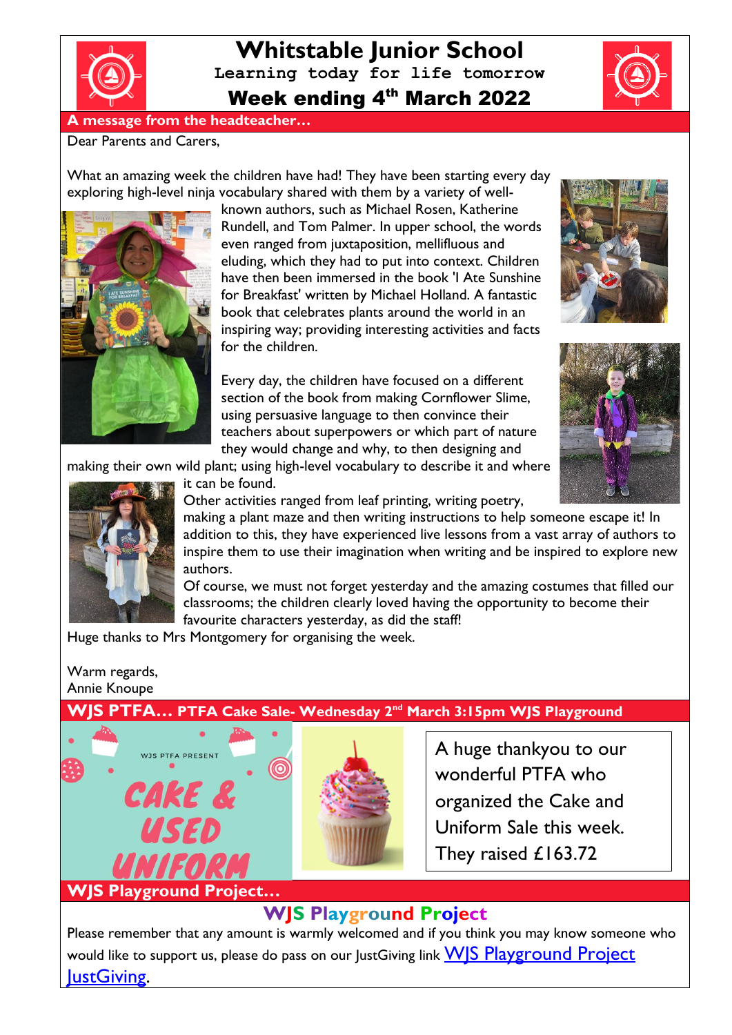# Whitstable Junior School

**Learning today for life tomorrow**

## Week ending 4th March 2022

### A message from the headteacher…

Dear Parents and Carers,

What an amazing week the children have had! They have been starting every day exploring high-level ninja vocabulary shared with them by a variety of well-known authors, such as Michael Rosen, Katherine Rundell, and Tom Palmer. In upper school, the words even ranged from juxtaposition, mellifluous and eluding, which they had to put into context. Children have then been immersed in the book 'I Ate Sunshine for Breakfast' written by Michael Holland. A fantastic book that celebrates plants around the world in an inspiring way; providing interesting activities and facts for the children.

Every day, the children have focused on a different section of the book from making Cornflower Slime, using persuasive language to then convince their teachers about superpowers or which part of nature they would change and why, to then designing and making their own wild plant; using high-level vocabulary to describe it and where it can be found.

Other activities ranged from leaf printing, writing poetry, making a plant maze and then writing instructions to help someone escape it! In addition to this, they have experienced live lessons from a vast array of authors to inspire them to use their imagination when writing and be inspired to explore new authors.

Of course, we must not forget yesterday and the amazing costumes that filled our classrooms; the children clearly loved having the opportunity to become their favourite characters yesterday, as did the staff!

Huge thanks to Mrs Montgomery for organising the week.

Warm regards,
Annie Knoupe

### WJS PTFA… PTFA Cake Sale- Wednesday 2nd March 3:15pm WJS Playground

WJS PTFA PRESENT

CAKE & USED UNIFORM

A huge thankyou to our wonderful PTFA who organized the Cake and Uniform Sale this week. They raised £163.72

### WJS Playground Project…

## WJS Playground Project

Please remember that any amount is warmly welcomed and if you think you may know someone who would like to support us, please do pass on our JustGiving link [WJS Playground Project JustGiving](#).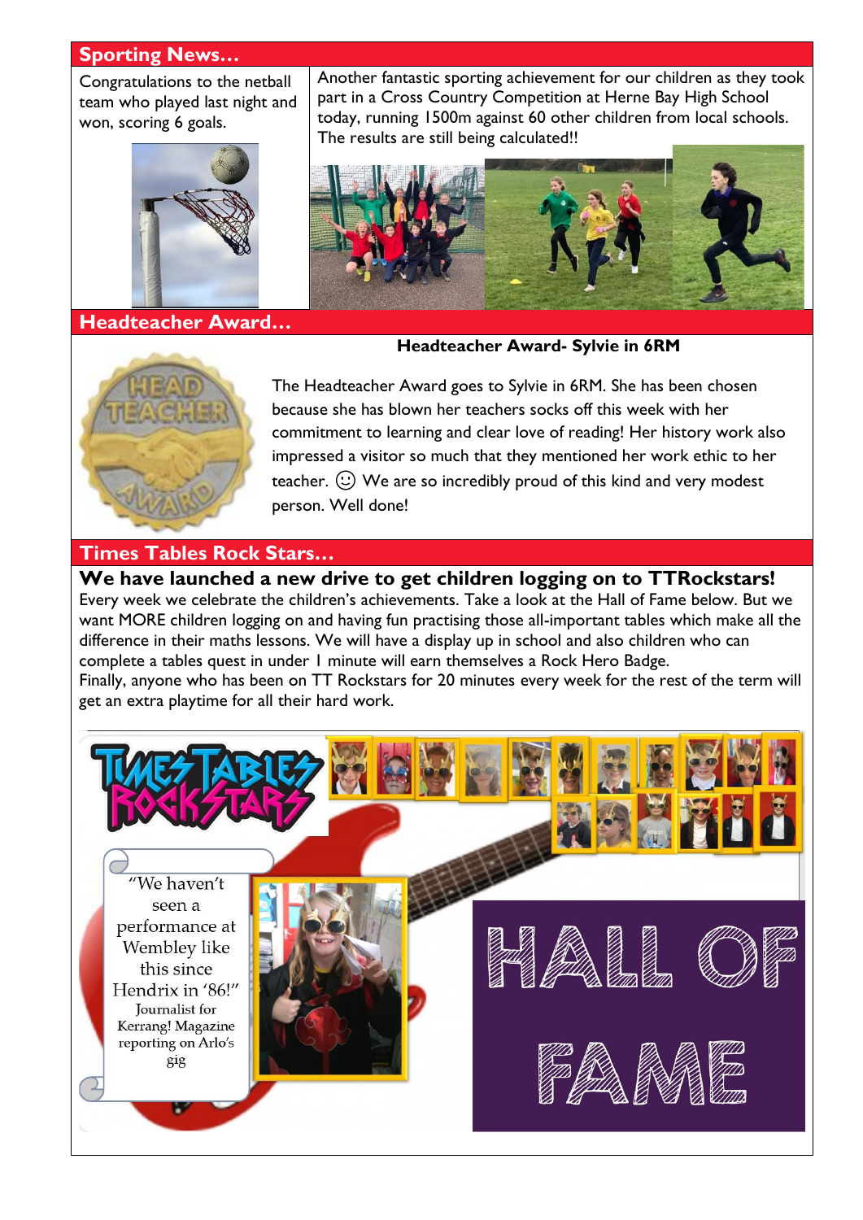## Sporting News…

Congratulations to the netball team who played last night and won, scoring 6 goals.

Another fantastic sporting achievement for our children as they took part in a Cross Country Competition at Herne Bay High School today, running 1500m against 60 other children from local schools. The results are still being calculated!!

## Headteacher Award…

**Headteacher Award- Sylvie in 6RM**

The Headteacher Award goes to Sylvie in 6RM. She has been chosen because she has blown her teachers socks off this week with her commitment to learning and clear love of reading! Her history work also impressed a visitor so much that they mentioned her work ethic to her teacher. ☺ We are so incredibly proud of this kind and very modest person. Well done!

## Times Tables Rock Stars…

**We have launched a new drive to get children logging on to TTRockstars!**

Every week we celebrate the children's achievements. Take a look at the Hall of Fame below. But we want MORE children logging on and having fun practising those all-important tables which make all the difference in their maths lessons. We will have a display up in school and also children who can complete a tables quest in under 1 minute will earn themselves a Rock Hero Badge.

Finally, anyone who has been on TT Rockstars for 20 minutes every week for the rest of the term will get an extra playtime for all their hard work.

"We haven't seen a performance at Wembley like this since Hendrix in '86!" Journalist for Kerrang! Magazine reporting on Arlo's gig

HALL OF FAME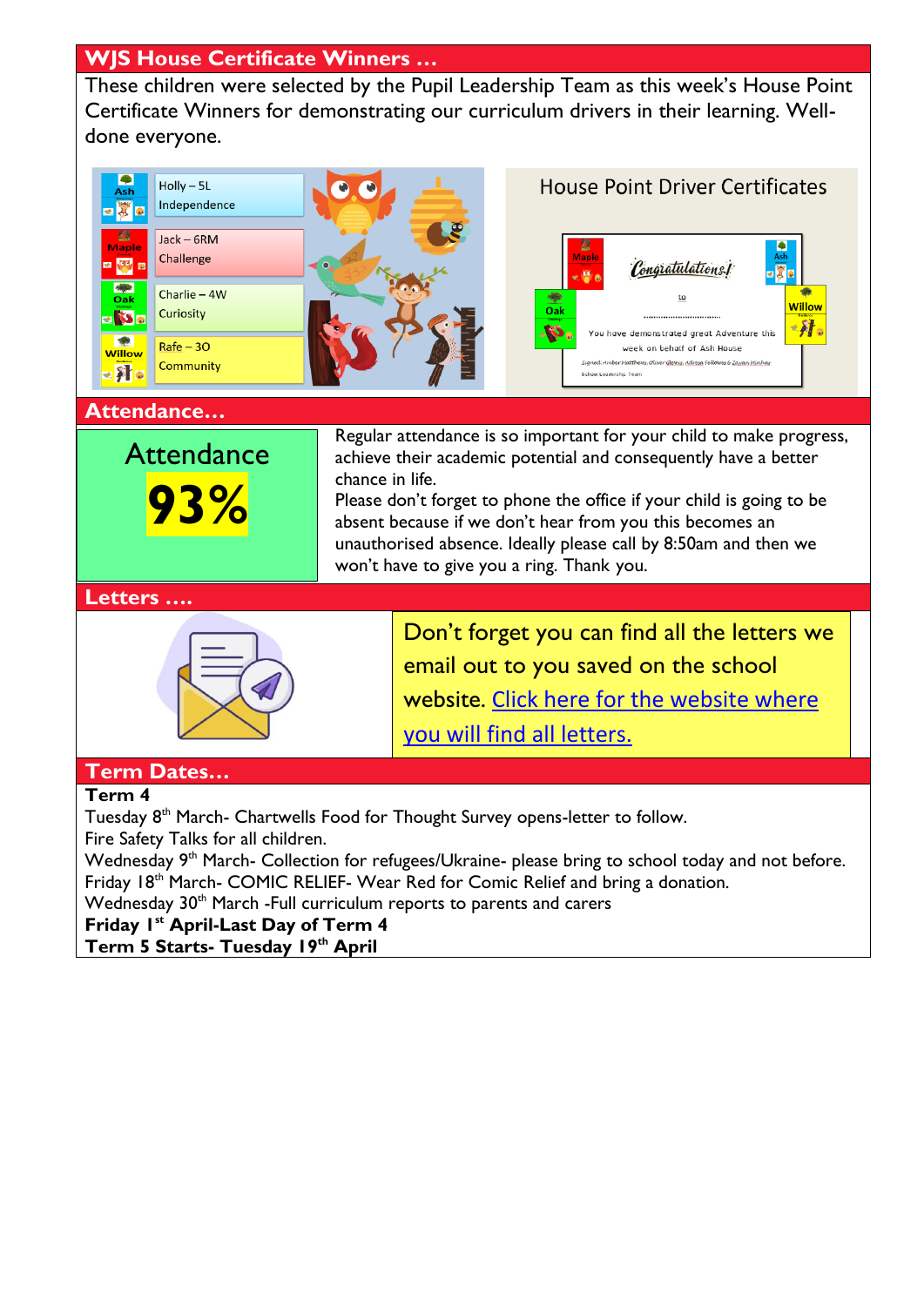## WJS House Certificate Winners …

These children were selected by the Pupil Leadership Team as this week's House Point Certificate Winners for demonstrating our curriculum drivers in their learning. Well-done everyone.

Ash
Holly – 5L
Independence

Maple
Jack – 6RM
Challenge

Oak
Charlie – 4W
Curiosity

Willow
Rafe – 3O
Community

House Point Driver Certificates

Congratulations!

to

……………………………

You have demonstrated great Adventure this week on behalf of Ash House

## Attendance…

**Attendance**

**93%**

Regular attendance is so important for your child to make progress, achieve their academic potential and consequently have a better chance in life.

Please don't forget to phone the office if your child is going to be absent because if we don't hear from you this becomes an unauthorised absence. Ideally please call by 8:50am and then we won't have to give you a ring. Thank you.

## Letters ….

Don't forget you can find all the letters we email out to you saved on the school website. [Click here for the website where you will find all letters.]()

## Term Dates…

**Term 4**

Tuesday 8th March- Chartwells Food for Thought Survey opens-letter to follow.

Fire Safety Talks for all children.

Wednesday 9th March- Collection for refugees/Ukraine- please bring to school today and not before.

Friday 18th March- COMIC RELIEF- Wear Red for Comic Relief and bring a donation.

Wednesday 30th March -Full curriculum reports to parents and carers

**Friday 1st April-Last Day of Term 4**

**Term 5 Starts- Tuesday 19th April**